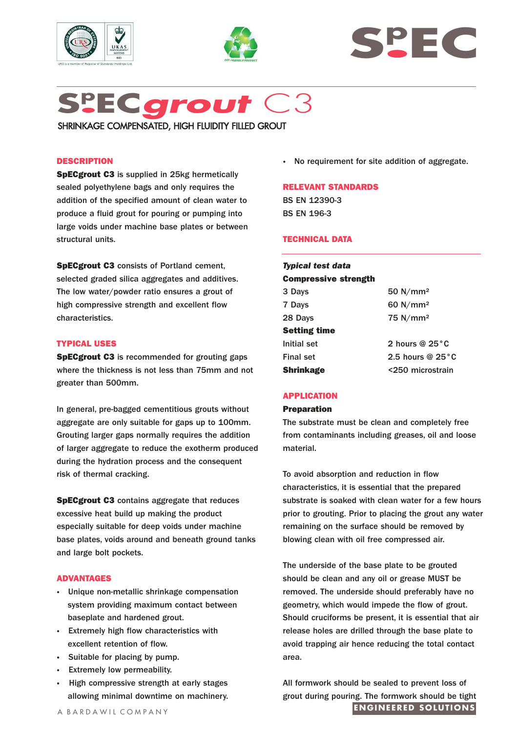# SpECgrout C3

SHRINKAGE COMPENSATED, HIGH FLUIDITY FILLED GROUT

## DESCRIPTION

**SpECgrout C3** is supplied in 25kg hermetically sealed polyethylene bags and only requires the addition of the specified amount of clean water to produce a fluid grout for pouring or pumping into large voids under machine base plates or between structural units.

**SpECgrout C3** consists of Portland cement, selected graded silica aggregates and additives. The low water/powder ratio ensures a grout of high compressive strength and excellent flow characteristics.

## TYPICAL USES

**SpECgrout C3** is recommended for grouting gaps where the thickness is not less than 75mm and not greater than 500mm.

In general, pre-bagged cementitious grouts without aggregate are only suitable for gaps up to 100mm. Grouting larger gaps normally requires the addition of larger aggregate to reduce the exotherm produced during the hydration process and the consequent risk of thermal cracking.

**SpECgrout C3** contains aggregate that reduces excessive heat build up making the product especially suitable for deep voids under machine base plates, voids around and beneath ground tanks and large bolt pockets.

## ADVANTAGES

- Unique non-metallic shrinkage compensation system providing maximum contact between baseplate and hardened grout.
- Extremely high flow characteristics with excellent retention of flow.
- Suitable for placing by pump.
- Extremely low permeability.
- High compressive strength at early stages allowing minimal downtime on machinery.
- No requirement for site addition of aggregate.

## RELEVANT STANDARDS

BS EN 12390-3
BS EN 196-3

## TECHNICAL DATA

***Typical test data***

| **Compressive strength** | |
|---|---|
| 3 Days | 50 N/mm² |
| 7 Days | 60 N/mm² |
| 28 Days | 75 N/mm² |
| **Setting time** | |
| Initial set | 2 hours @ 25°C |
| Final set | 2.5 hours @ 25°C |
| **Shrinkage** | <250 microstrain |

## APPLICATION

### Preparation

The substrate must be clean and completely free from contaminants including greases, oil and loose material.

To avoid absorption and reduction in flow characteristics, it is essential that the prepared substrate is soaked with clean water for a few hours prior to grouting. Prior to placing the grout any water remaining on the surface should be removed by blowing clean with oil free compressed air.

The underside of the base plate to be grouted should be clean and any oil or grease MUST be removed. The underside should preferably have no geometry, which would impede the flow of grout. Should cruciforms be present, it is essential that air release holes are drilled through the base plate to avoid trapping air hence reducing the total contact area.

All formwork should be sealed to prevent loss of grout during pouring. The formwork should be tight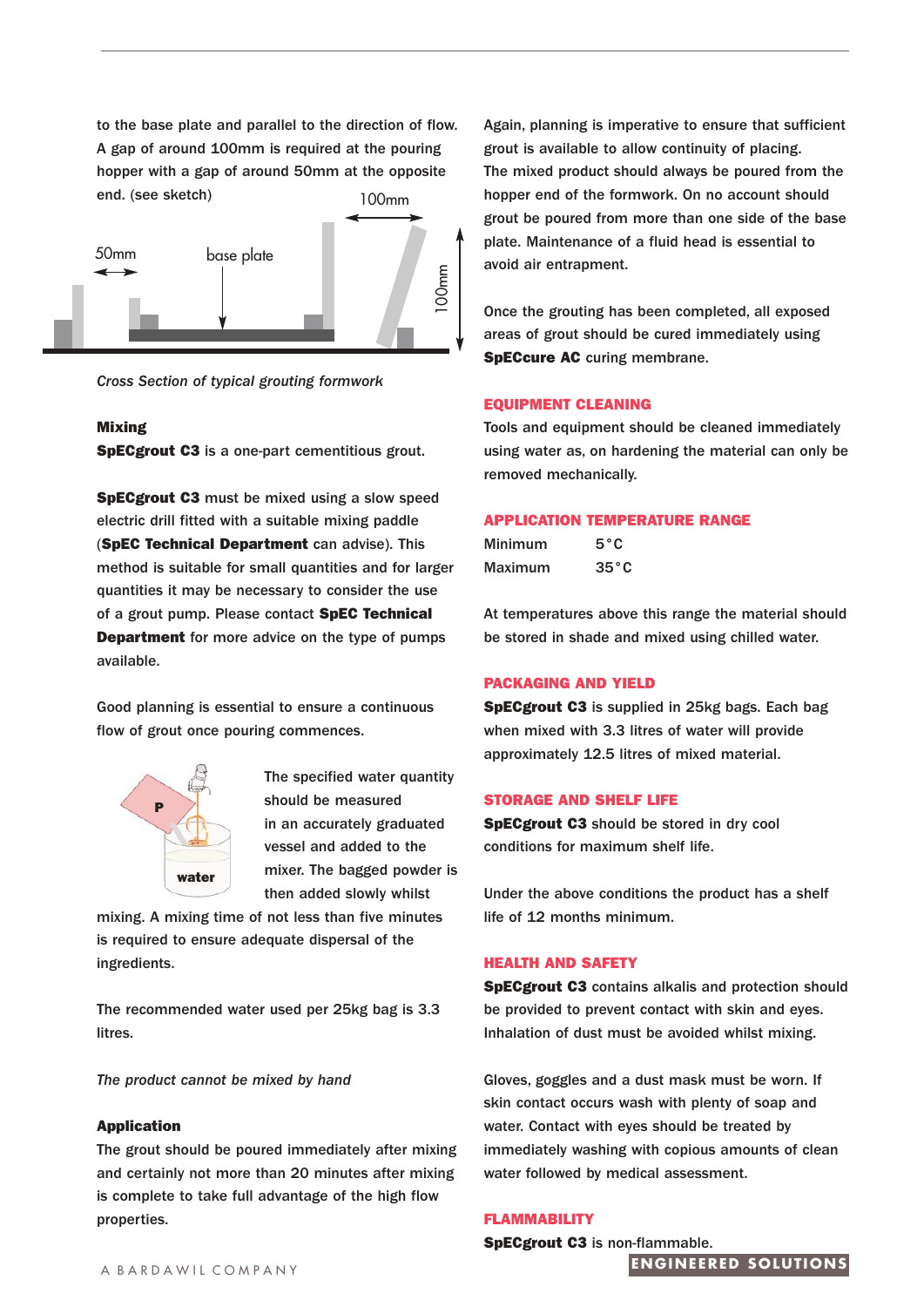to the base plate and parallel to the direction of flow. A gap of around 100mm is required at the pouring hopper with a gap of around 50mm at the opposite end. (see sketch)

*Cross Section of typical grouting formwork*

### Mixing

**SpECgrout C3** is a one-part cementitious grout.

**SpECgrout C3** must be mixed using a slow speed electric drill fitted with a suitable mixing paddle (**SpEC Technical Department** can advise). This method is suitable for small quantities and for larger quantities it may be necessary to consider the use of a grout pump. Please contact **SpEC Technical Department** for more advice on the type of pumps available.

Good planning is essential to ensure a continuous flow of grout once pouring commences.

The specified water quantity should be measured in an accurately graduated vessel and added to the mixer. The bagged powder is then added slowly whilst mixing. A mixing time of not less than five minutes is required to ensure adequate dispersal of the ingredients.

The recommended water used per 25kg bag is 3.3 litres.

*The product cannot be mixed by hand*

### Application

The grout should be poured immediately after mixing and certainly not more than 20 minutes after mixing is complete to take full advantage of the high flow properties.

Again, planning is imperative to ensure that sufficient grout is available to allow continuity of placing. The mixed product should always be poured from the hopper end of the formwork. On no account should grout be poured from more than one side of the base plate. Maintenance of a fluid head is essential to avoid air entrapment.

Once the grouting has been completed, all exposed areas of grout should be cured immediately using **SpECcure AC** curing membrane.

### EQUIPMENT CLEANING

Tools and equipment should be cleaned immediately using water as, on hardening the material can only be removed mechanically.

### APPLICATION TEMPERATURE RANGE

| | |
|---|---|
| Minimum | 5°C |
| Maximum | 35°C |

At temperatures above this range the material should be stored in shade and mixed using chilled water.

### PACKAGING AND YIELD

**SpECgrout C3** is supplied in 25kg bags. Each bag when mixed with 3.3 litres of water will provide approximately 12.5 litres of mixed material.

### STORAGE AND SHELF LIFE

**SpECgrout C3** should be stored in dry cool conditions for maximum shelf life.

Under the above conditions the product has a shelf life of 12 months minimum.

### HEALTH AND SAFETY

**SpECgrout C3** contains alkalis and protection should be provided to prevent contact with skin and eyes. Inhalation of dust must be avoided whilst mixing.

Gloves, goggles and a dust mask must be worn. If skin contact occurs wash with plenty of soap and water. Contact with eyes should be treated by immediately washing with copious amounts of clean water followed by medical assessment.

### FLAMMABILITY

**SpECgrout C3** is non-flammable.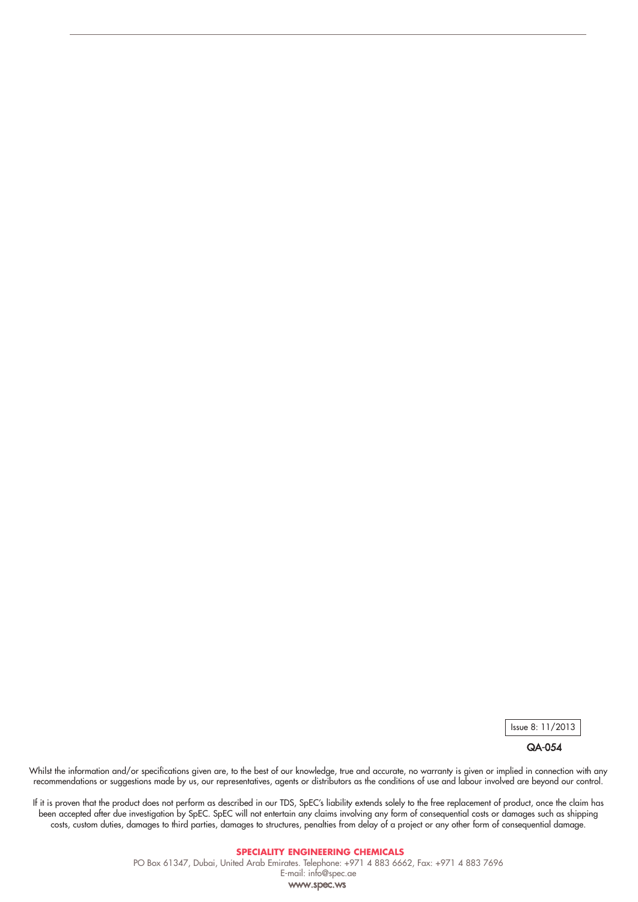Issue 8: 11/2013

QA-054

Whilst the information and/or specifications given are, to the best of our knowledge, true and accurate, no warranty is given or implied in connection with any recommendations or suggestions made by us, our representatives, agents or distributors as the conditions of use and labour involved are beyond our control.

If it is proven that the product does not perform as described in our TDS, SpEC's liability extends solely to the free replacement of product, once the claim has been accepted after due investigation by SpEC. SpEC will not entertain any claims involving any form of consequential costs or damages such as shipping costs, custom duties, damages to third parties, damages to structures, penalties from delay of a project or any other form of consequential damage.

**SPECIALITY ENGINEERING CHEMICALS**

PO Box 61347, Dubai, United Arab Emirates. Telephone: +971 4 883 6662, Fax: +971 4 883 7696

E-mail: info@spec.ae

www.spec.ws